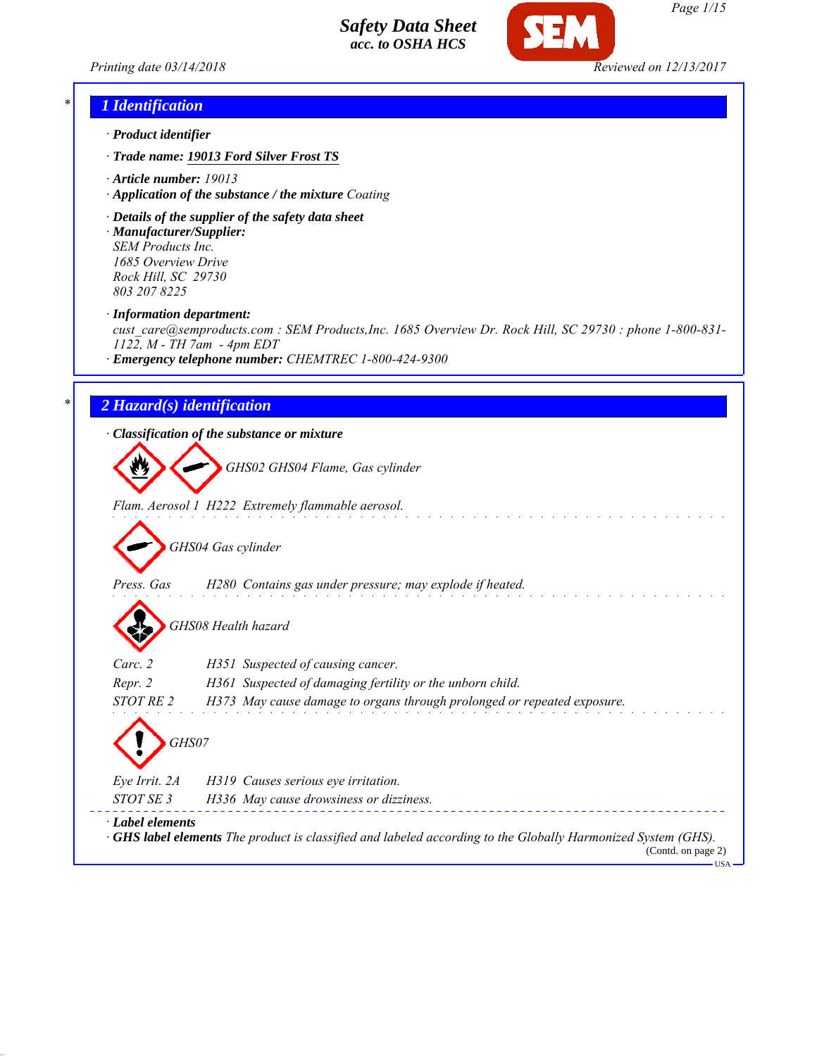# Safety Data Sheet
## acc. to OSHA HCS

Printing date 03/14/2018 Reviewed on 12/13/2017

## 1 Identification

· **Product identifier**

· **Trade name:** **19013 Ford Silver Frost TS**

· **Article number:** 19013

· **Application of the substance / the mixture** Coating

· **Details of the supplier of the safety data sheet**

· **Manufacturer/Supplier:**
SEM Products Inc.
1685 Overview Drive
Rock Hill, SC 29730
803 207 8225

· **Information department:**
cust_care@semproducts.com : SEM Products,Inc. 1685 Overview Dr. Rock Hill, SC 29730 : phone 1-800-831-1122, M - TH 7am - 4pm EDT

· **Emergency telephone number:** CHEMTREC 1-800-424-9300

## 2 Hazard(s) identification

· **Classification of the substance or mixture**

GHS02 GHS04 Flame, Gas cylinder

Flam. Aerosol 1 H222 Extremely flammable aerosol.

GHS04 Gas cylinder

Press. Gas H280 Contains gas under pressure; may explode if heated.

GHS08 Health hazard

Carc. 2 H351 Suspected of causing cancer.
Repr. 2 H361 Suspected of damaging fertility or the unborn child.
STOT RE 2 H373 May cause damage to organs through prolonged or repeated exposure.

GHS07

Eye Irrit. 2A H319 Causes serious eye irritation.
STOT SE 3 H336 May cause drowsiness or dizziness.

· **Label elements**

· **GHS label elements** The product is classified and labeled according to the Globally Harmonized System (GHS).

(Contd. on page 2)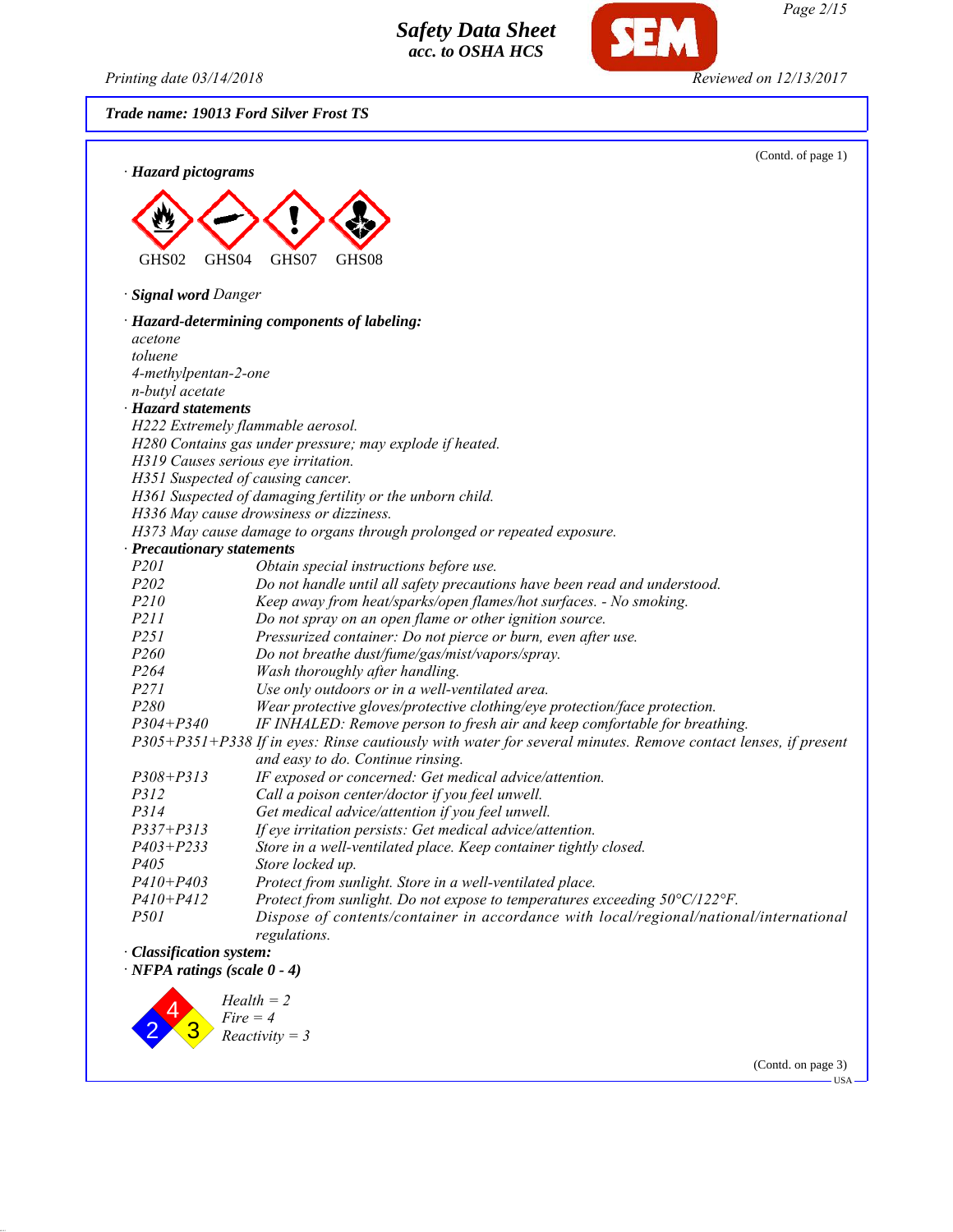**Trade name: 19013 Ford Silver Frost TS**

(Contd. of page 1)

· **Hazard pictograms**

GHS02 GHS04 GHS07 GHS08

· **Signal word** *Danger*

· **Hazard-determining components of labeling:**

*acetone*
*toluene*
*4-methylpentan-2-one*
*n-butyl acetate*

· **Hazard statements**

*H222 Extremely flammable aerosol.*
*H280 Contains gas under pressure; may explode if heated.*
*H319 Causes serious eye irritation.*
*H351 Suspected of causing cancer.*
*H361 Suspected of damaging fertility or the unborn child.*
*H336 May cause drowsiness or dizziness.*
*H373 May cause damage to organs through prolonged or repeated exposure.*

· **Precautionary statements**

| | |
|---|---|
| *P201* | *Obtain special instructions before use.* |
| *P202* | *Do not handle until all safety precautions have been read and understood.* |
| *P210* | *Keep away from heat/sparks/open flames/hot surfaces. - No smoking.* |
| *P211* | *Do not spray on an open flame or other ignition source.* |
| *P251* | *Pressurized container: Do not pierce or burn, even after use.* |
| *P260* | *Do not breathe dust/fume/gas/mist/vapors/spray.* |
| *P264* | *Wash thoroughly after handling.* |
| *P271* | *Use only outdoors or in a well-ventilated area.* |
| *P280* | *Wear protective gloves/protective clothing/eye protection/face protection.* |
| *P304+P340* | *IF INHALED: Remove person to fresh air and keep comfortable for breathing.* |
| *P305+P351+P338* | *If in eyes: Rinse cautiously with water for several minutes. Remove contact lenses, if present and easy to do. Continue rinsing.* |
| *P308+P313* | *IF exposed or concerned: Get medical advice/attention.* |
| *P312* | *Call a poison center/doctor if you feel unwell.* |
| *P314* | *Get medical advice/attention if you feel unwell.* |
| *P337+P313* | *If eye irritation persists: Get medical advice/attention.* |
| *P403+P233* | *Store in a well-ventilated place. Keep container tightly closed.* |
| *P405* | *Store locked up.* |
| *P410+P403* | *Protect from sunlight. Store in a well-ventilated place.* |
| *P410+P412* | *Protect from sunlight. Do not expose to temperatures exceeding 50°C/122°F.* |
| *P501* | *Dispose of contents/container in accordance with local/regional/national/international regulations.* |

· **Classification system:**

· **NFPA ratings (scale 0 - 4)**

*Health = 2*
*Fire = 4*
*Reactivity = 3*

(Contd. on page 3)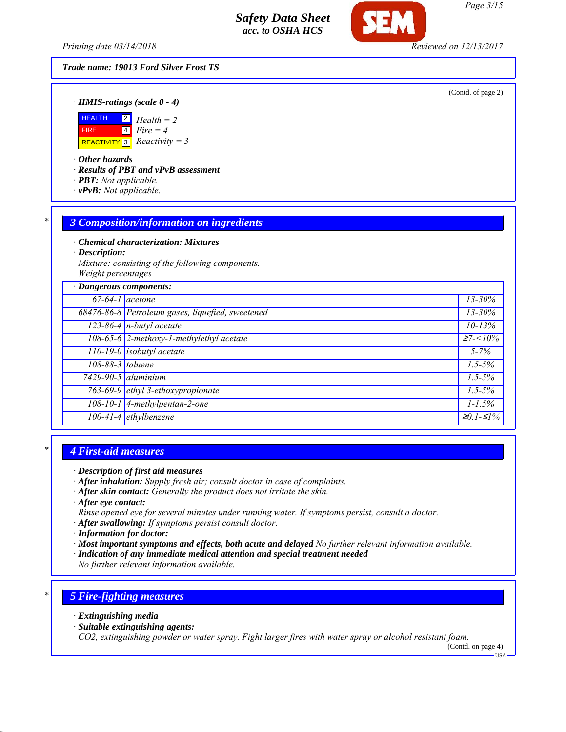**Trade name: 19013 Ford Silver Frost TS**

(Contd. of page 2)

· **HMIS-ratings (scale 0 - 4)**

| | | |
|---|---|---|
| HEALTH | 2 | *Health = 2* |
| FIRE | 4 | *Fire = 4* |
| REACTIVITY | 3 | *Reactivity = 3* |

· **Other hazards**
· **Results of PBT and vPvB assessment**
· **PBT:** *Not applicable.*
· **vPvB:** *Not applicable.*

## 3 Composition/information on ingredients

· **Chemical characterization: Mixtures**
· **Description:**
*Mixture: consisting of the following components.*
*Weight percentages*

| · Dangerous components: | | |
|---|---|---|
| 67-64-1 | acetone | 13-30% |
| 68476-86-8 | Petroleum gases, liquefied, sweetened | 13-30% |
| 123-86-4 | n-butyl acetate | 10-13% |
| 108-65-6 | 2-methoxy-1-methylethyl acetate | ≥7-<10% |
| 110-19-0 | isobutyl acetate | 5-7% |
| 108-88-3 | toluene | 1.5-5% |
| 7429-90-5 | aluminium | 1.5-5% |
| 763-69-9 | ethyl 3-ethoxypropionate | 1.5-5% |
| 108-10-1 | 4-methylpentan-2-one | 1-1.5% |
| 100-41-4 | ethylbenzene | ≥0.1-≤1% |

## 4 First-aid measures

· **Description of first aid measures**
· **After inhalation:** *Supply fresh air; consult doctor in case of complaints.*
· **After skin contact:** *Generally the product does not irritate the skin.*
· **After eye contact:**
*Rinse opened eye for several minutes under running water. If symptoms persist, consult a doctor.*
· **After swallowing:** *If symptoms persist consult doctor.*
· **Information for doctor:**
· **Most important symptoms and effects, both acute and delayed** *No further relevant information available.*
· **Indication of any immediate medical attention and special treatment needed**
*No further relevant information available.*

## 5 Fire-fighting measures

· **Extinguishing media**
· **Suitable extinguishing agents:**
*CO2, extinguishing powder or water spray. Fight larger fires with water spray or alcohol resistant foam.*

(Contd. on page 4)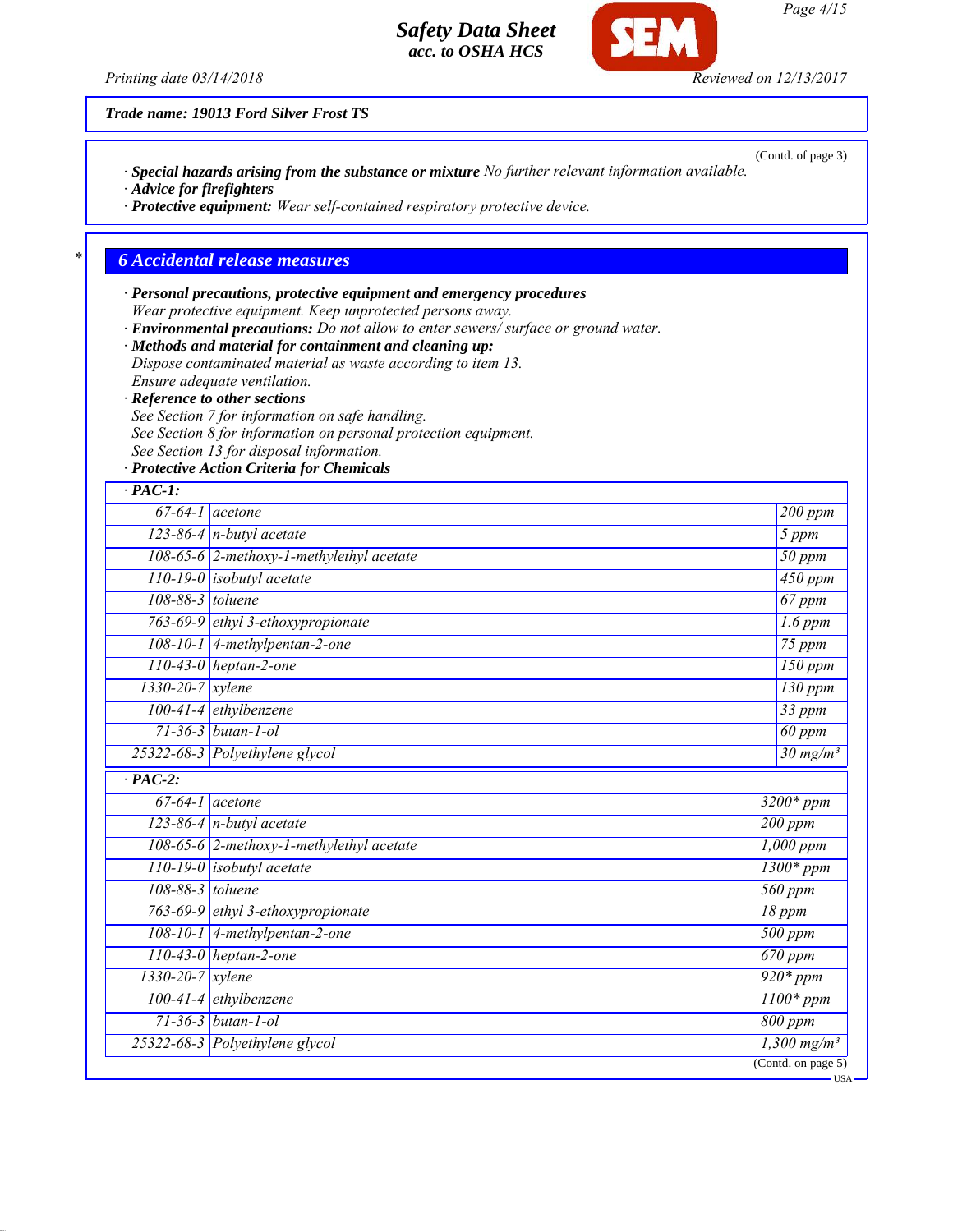**Trade name: 19013 Ford Silver Frost TS**

(Contd. of page 3)

· **Special hazards arising from the substance or mixture** No further relevant information available.
· **Advice for firefighters**
· **Protective equipment:** Wear self-contained respiratory protective device.

## 6 Accidental release measures

· **Personal precautions, protective equipment and emergency procedures**
Wear protective equipment. Keep unprotected persons away.
· **Environmental precautions:** Do not allow to enter sewers/ surface or ground water.
· **Methods and material for containment and cleaning up:**
Dispose contaminated material as waste according to item 13.
Ensure adequate ventilation.
· **Reference to other sections**
See Section 7 for information on safe handling.
See Section 8 for information on personal protection equipment.
See Section 13 for disposal information.
· **Protective Action Criteria for Chemicals**

| · **PAC-1:** | | |
|---|---|---|
| 67-64-1 | acetone | 200 ppm |
| 123-86-4 | n-butyl acetate | 5 ppm |
| 108-65-6 | 2-methoxy-1-methylethyl acetate | 50 ppm |
| 110-19-0 | isobutyl acetate | 450 ppm |
| 108-88-3 | toluene | 67 ppm |
| 763-69-9 | ethyl 3-ethoxypropionate | 1.6 ppm |
| 108-10-1 | 4-methylpentan-2-one | 75 ppm |
| 110-43-0 | heptan-2-one | 150 ppm |
| 1330-20-7 | xylene | 130 ppm |
| 100-41-4 | ethylbenzene | 33 ppm |
| 71-36-3 | butan-1-ol | 60 ppm |
| 25322-68-3 | Polyethylene glycol | 30 mg/m³ |

| · **PAC-2:** | | |
|---|---|---|
| 67-64-1 | acetone | 3200* ppm |
| 123-86-4 | n-butyl acetate | 200 ppm |
| 108-65-6 | 2-methoxy-1-methylethyl acetate | 1,000 ppm |
| 110-19-0 | isobutyl acetate | 1300* ppm |
| 108-88-3 | toluene | 560 ppm |
| 763-69-9 | ethyl 3-ethoxypropionate | 18 ppm |
| 108-10-1 | 4-methylpentan-2-one | 500 ppm |
| 110-43-0 | heptan-2-one | 670 ppm |
| 1330-20-7 | xylene | 920* ppm |
| 100-41-4 | ethylbenzene | 1100* ppm |
| 71-36-3 | butan-1-ol | 800 ppm |
| 25322-68-3 | Polyethylene glycol | 1,300 mg/m³ |

(Contd. on page 5)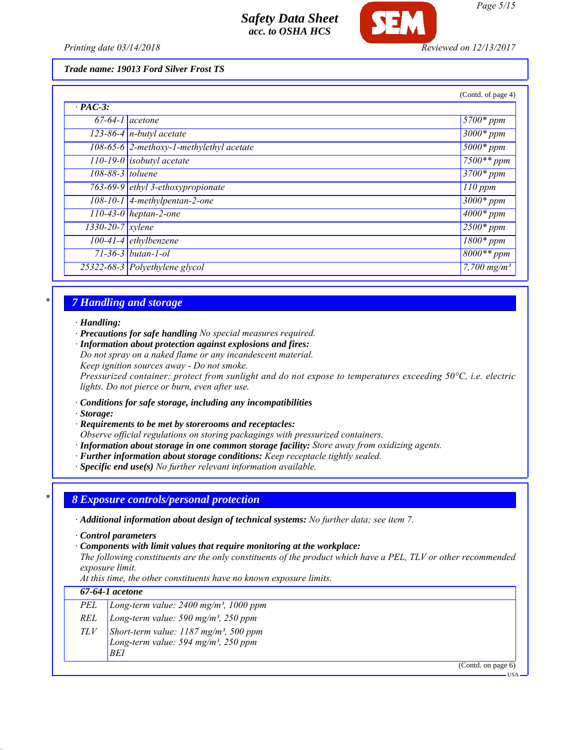Trade name: 19013 Ford Silver Frost TS

(Contd. of page 4)

· **PAC-3:**

| | | |
|---|---|---|
| 67-64-1 | acetone | 5700* ppm |
| 123-86-4 | n-butyl acetate | 3000* ppm |
| 108-65-6 | 2-methoxy-1-methylethyl acetate | 5000* ppm |
| 110-19-0 | isobutyl acetate | 7500** ppm |
| 108-88-3 | toluene | 3700* ppm |
| 763-69-9 | ethyl 3-ethoxypropionate | 110 ppm |
| 108-10-1 | 4-methylpentan-2-one | 3000* ppm |
| 110-43-0 | heptan-2-one | 4000* ppm |
| 1330-20-7 | xylene | 2500* ppm |
| 100-41-4 | ethylbenzene | 1800* ppm |
| 71-36-3 | butan-1-ol | 8000** ppm |
| 25322-68-3 | Polyethylene glycol | 7,700 mg/m³ |

## 7 Handling and storage

· **Handling:**
· **Precautions for safe handling** No special measures required.
· **Information about protection against explosions and fires:**
Do not spray on a naked flame or any incandescent material.
Keep ignition sources away - Do not smoke.
Pressurized container: protect from sunlight and do not expose to temperatures exceeding 50°C, i.e. electric lights. Do not pierce or burn, even after use.

· **Conditions for safe storage, including any incompatibilities**
· **Storage:**
· **Requirements to be met by storerooms and receptacles:**
Observe official regulations on storing packagings with pressurized containers.
· **Information about storage in one common storage facility:** Store away from oxidizing agents.
· **Further information about storage conditions:** Keep receptacle tightly sealed.
· **Specific end use(s)** No further relevant information available.

## 8 Exposure controls/personal protection

· **Additional information about design of technical systems:** No further data; see item 7.

· **Control parameters**
· **Components with limit values that require monitoring at the workplace:**
The following constituents are the only constituents of the product which have a PEL, TLV or other recommended exposure limit.
At this time, the other constituents have no known exposure limits.

| **67-64-1 acetone** | |
|---|---|
| PEL | Long-term value: 2400 mg/m³, 1000 ppm |
| REL | Long-term value: 590 mg/m³, 250 ppm |
| TLV | Short-term value: 1187 mg/m³, 500 ppm<br>Long-term value: 594 mg/m³, 250 ppm<br>BEI |

(Contd. on page 6)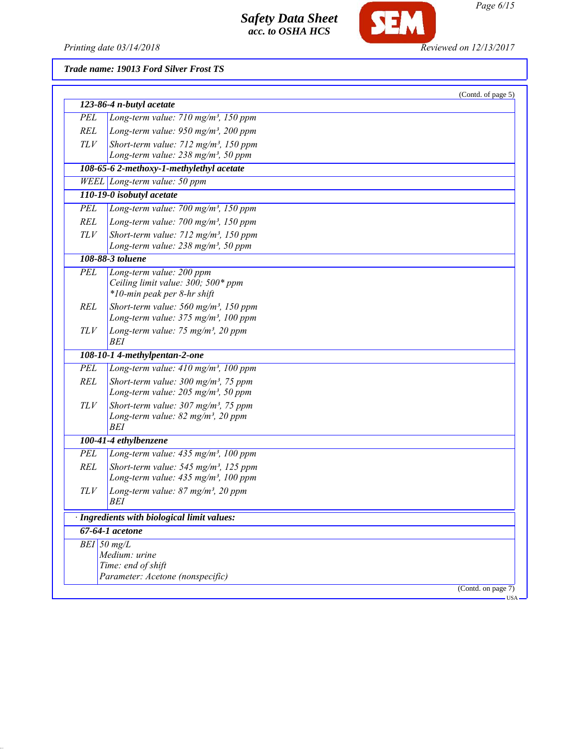**Trade name: 19013 Ford Silver Frost TS**

(Contd. of page 5)

| | |
|---|---|
| **123-86-4 n-butyl acetate** | |
| PEL | Long-term value: 710 mg/m³, 150 ppm |
| REL | Long-term value: 950 mg/m³, 200 ppm |
| TLV | Short-term value: 712 mg/m³, 150 ppm<br>Long-term value: 238 mg/m³, 50 ppm |
| **108-65-6 2-methoxy-1-methylethyl acetate** | |
| WEEL | Long-term value: 50 ppm |
| **110-19-0 isobutyl acetate** | |
| PEL | Long-term value: 700 mg/m³, 150 ppm |
| REL | Long-term value: 700 mg/m³, 150 ppm |
| TLV | Short-term value: 712 mg/m³, 150 ppm<br>Long-term value: 238 mg/m³, 50 ppm |
| **108-88-3 toluene** | |
| PEL | Long-term value: 200 ppm<br>Ceiling limit value: 300; 500* ppm<br>*10-min peak per 8-hr shift |
| REL | Short-term value: 560 mg/m³, 150 ppm<br>Long-term value: 375 mg/m³, 100 ppm |
| TLV | Long-term value: 75 mg/m³, 20 ppm<br>BEI |
| **108-10-1 4-methylpentan-2-one** | |
| PEL | Long-term value: 410 mg/m³, 100 ppm |
| REL | Short-term value: 300 mg/m³, 75 ppm<br>Long-term value: 205 mg/m³, 50 ppm |
| TLV | Short-term value: 307 mg/m³, 75 ppm<br>Long-term value: 82 mg/m³, 20 ppm<br>BEI |
| **100-41-4 ethylbenzene** | |
| PEL | Long-term value: 435 mg/m³, 100 ppm |
| REL | Short-term value: 545 mg/m³, 125 ppm<br>Long-term value: 435 mg/m³, 100 ppm |
| TLV | Long-term value: 87 mg/m³, 20 ppm<br>BEI |

· **Ingredients with biological limit values:**

| | |
|---|---|
| **67-64-1 acetone** | |
| BEI | 50 mg/L<br>Medium: urine<br>Time: end of shift<br>Parameter: Acetone (nonspecific) |

(Contd. on page 7)

USA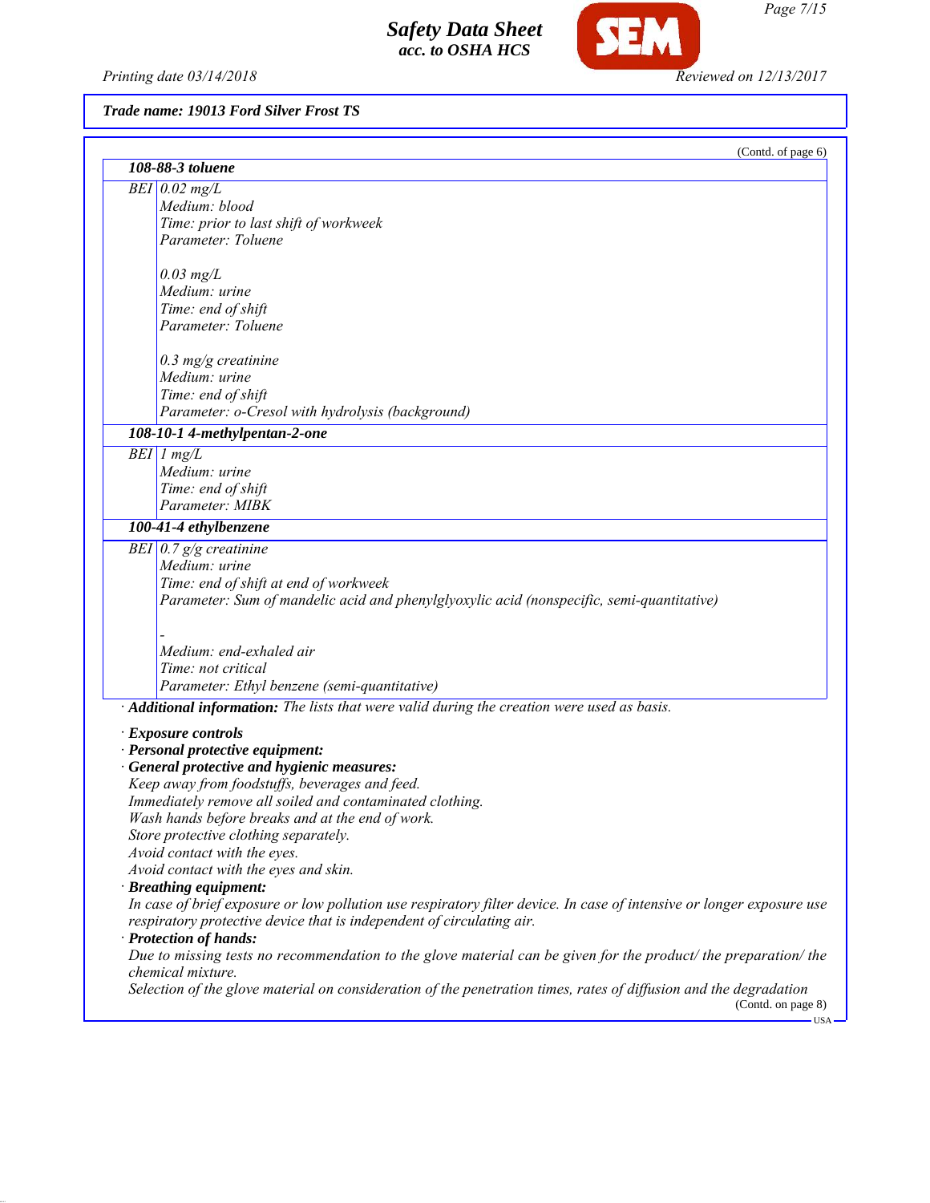**Trade name: 19013 Ford Silver Frost TS**

(Contd. of page 6)

| **108-88-3 toluene** | |
|---|---|
| BEI | 0.02 mg/L<br>Medium: blood<br>Time: prior to last shift of workweek<br>Parameter: Toluene<br><br>0.03 mg/L<br>Medium: urine<br>Time: end of shift<br>Parameter: Toluene<br><br>0.3 mg/g creatinine<br>Medium: urine<br>Time: end of shift<br>Parameter: o-Cresol with hydrolysis (background) |
| **108-10-1 4-methylpentan-2-one** | |
| BEI | 1 mg/L<br>Medium: urine<br>Time: end of shift<br>Parameter: MIBK |
| **100-41-4 ethylbenzene** | |
| BEI | 0.7 g/g creatinine<br>Medium: urine<br>Time: end of shift at end of workweek<br>Parameter: Sum of mandelic acid and phenylglyoxylic acid (nonspecific, semi-quantitative)<br><br>-<br>Medium: end-exhaled air<br>Time: not critical<br>Parameter: Ethyl benzene (semi-quantitative) |

· **Additional information:** The lists that were valid during the creation were used as basis.

· **Exposure controls**
· **Personal protective equipment:**
· **General protective and hygienic measures:**
Keep away from foodstuffs, beverages and feed.
Immediately remove all soiled and contaminated clothing.
Wash hands before breaks and at the end of work.
Store protective clothing separately.
Avoid contact with the eyes.
Avoid contact with the eyes and skin.
· **Breathing equipment:**
In case of brief exposure or low pollution use respiratory filter device. In case of intensive or longer exposure use respiratory protective device that is independent of circulating air.
· **Protection of hands:**
Due to missing tests no recommendation to the glove material can be given for the product/ the preparation/ the chemical mixture.
Selection of the glove material on consideration of the penetration times, rates of diffusion and the degradation

(Contd. on page 8)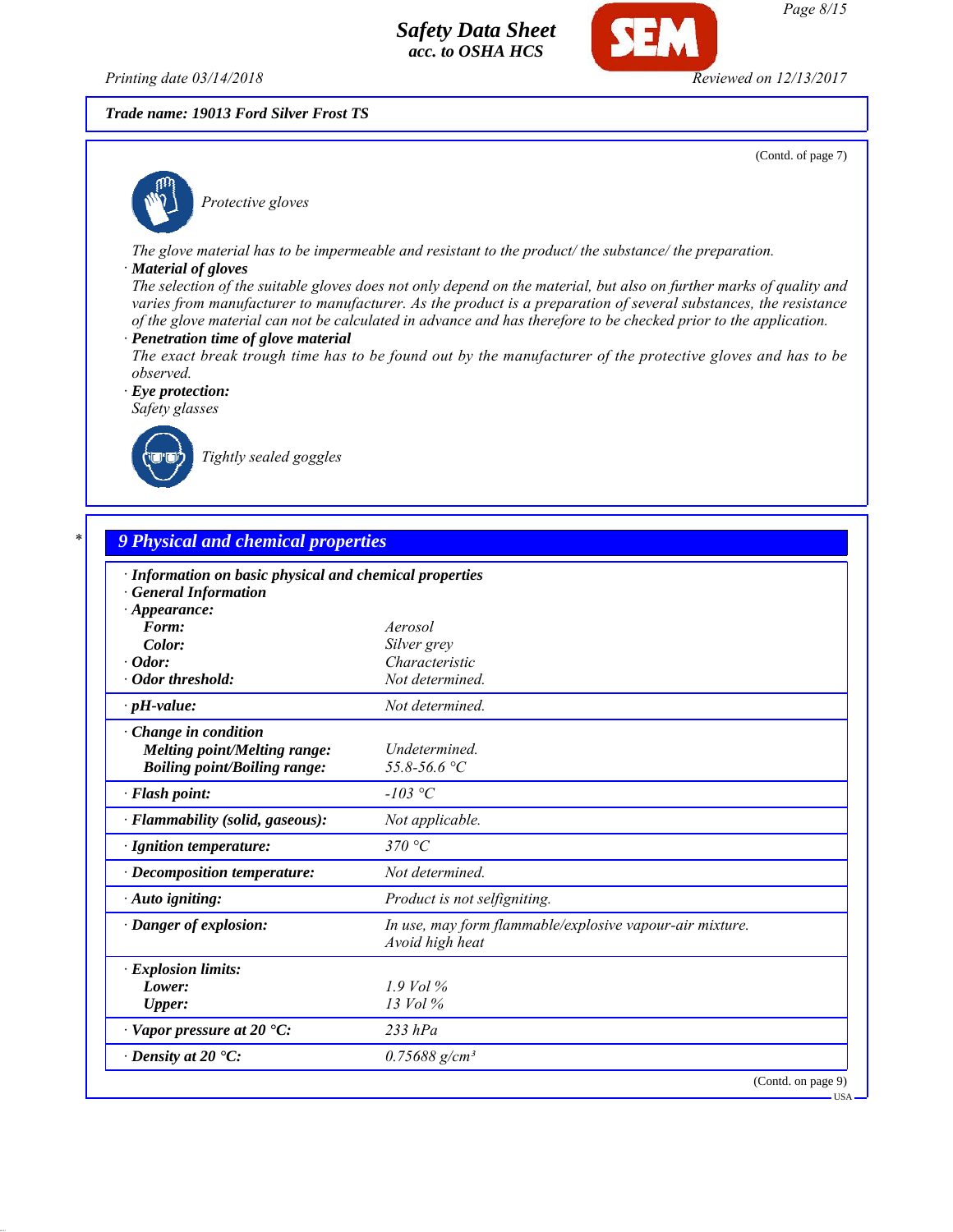**Trade name: 19013 Ford Silver Frost TS**

(Contd. of page 7)

*Protective gloves*

The glove material has to be impermeable and resistant to the product/ the substance/ the preparation.

· **Material of gloves**

The selection of the suitable gloves does not only depend on the material, but also on further marks of quality and varies from manufacturer to manufacturer. As the product is a preparation of several substances, the resistance of the glove material can not be calculated in advance and has therefore to be checked prior to the application.

· **Penetration time of glove material**

The exact break trough time has to be found out by the manufacturer of the protective gloves and has to be observed.

· **Eye protection:**

Safety glasses

*Tightly sealed goggles*

## 9 Physical and chemical properties

· **Information on basic physical and chemical properties**

· **General Information**

| | |
|---|---|
| · **Appearance:** | |
| **Form:** | Aerosol |
| **Color:** | Silver grey |
| · **Odor:** | Characteristic |
| · **Odor threshold:** | Not determined. |
| · **pH-value:** | Not determined. |
| · **Change in condition** | |
| **Melting point/Melting range:** | Undetermined. |
| **Boiling point/Boiling range:** | 55.8-56.6 °C |
| · **Flash point:** | -103 °C |
| · **Flammability (solid, gaseous):** | Not applicable. |
| · **Ignition temperature:** | 370 °C |
| · **Decomposition temperature:** | Not determined. |
| · **Auto igniting:** | Product is not selfigniting. |
| · **Danger of explosion:** | In use, may form flammable/explosive vapour-air mixture. Avoid high heat |
| · **Explosion limits:** | |
| **Lower:** | 1.9 Vol % |
| **Upper:** | 13 Vol % |
| · **Vapor pressure at 20 °C:** | 233 hPa |
| · **Density at 20 °C:** | 0.75688 g/cm³ |

(Contd. on page 9)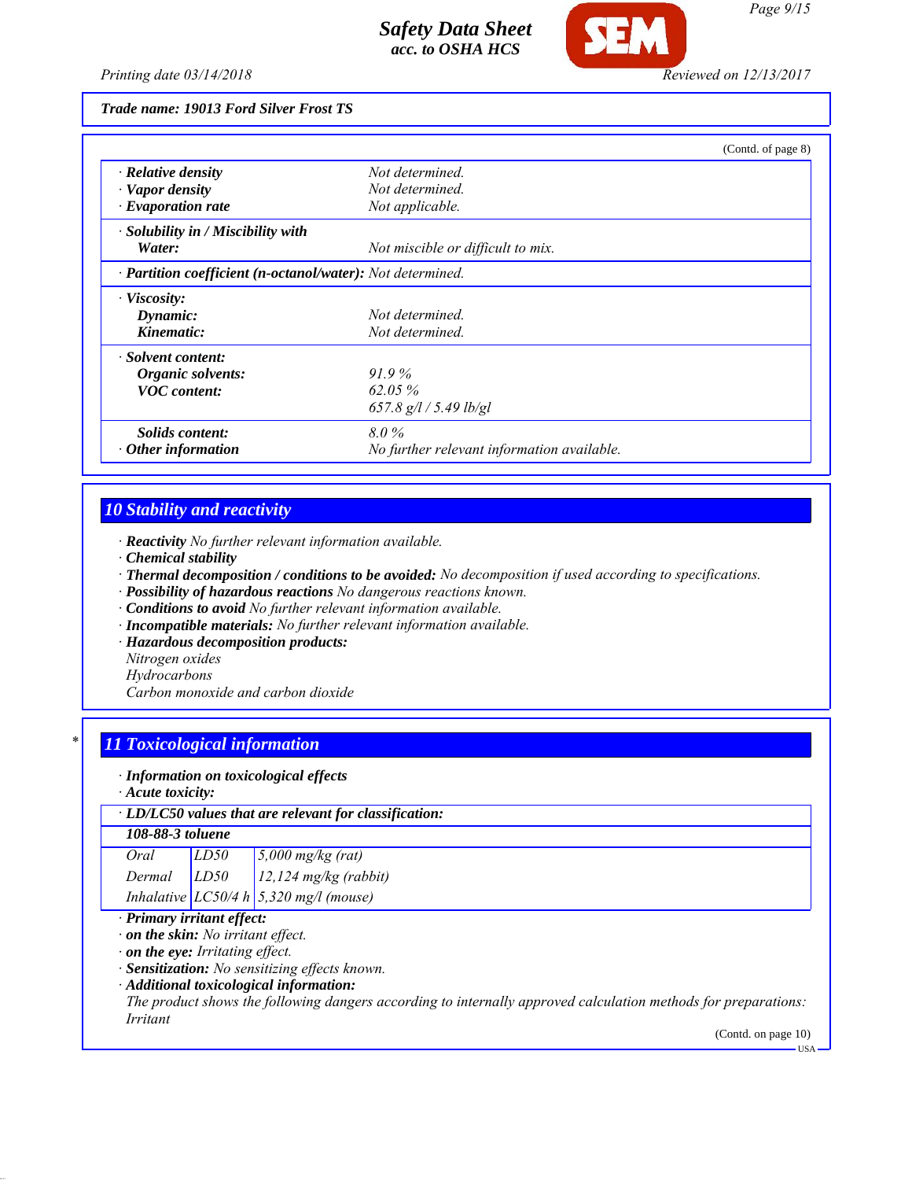**Trade name: 19013 Ford Silver Frost TS**

(Contd. of page 8)

| | |
|---|---|
| · **Relative density** | *Not determined.* |
| · **Vapor density** | *Not determined.* |
| · **Evaporation rate** | *Not applicable.* |
| · **Solubility in / Miscibility with** | |
| **Water:** | *Not miscible or difficult to mix.* |
| · **Partition coefficient (n-octanol/water):** | *Not determined.* |
| · **Viscosity:** | |
| **Dynamic:** | *Not determined.* |
| **Kinematic:** | *Not determined.* |
| · **Solvent content:** | |
| **Organic solvents:** | *91.9 %* |
| **VOC content:** | *62.05 %* |
| | *657.8 g/l / 5.49 lb/gl* |
| **Solids content:** | *8.0 %* |
| · **Other information** | *No further relevant information available.* |

## 10 Stability and reactivity

· **Reactivity** *No further relevant information available.*
· **Chemical stability**
· **Thermal decomposition / conditions to be avoided:** *No decomposition if used according to specifications.*
· **Possibility of hazardous reactions** *No dangerous reactions known.*
· **Conditions to avoid** *No further relevant information available.*
· **Incompatible materials:** *No further relevant information available.*
· **Hazardous decomposition products:**
*Nitrogen oxides*
*Hydrocarbons*
*Carbon monoxide and carbon dioxide*

## * 11 Toxicological information

· **Information on toxicological effects**
· **Acute toxicity:**

| · **LD/LC50 values that are relevant for classification:** | | |
|---|---|---|
| **108-88-3 toluene** | | |
| *Oral* | *LD50* | *5,000 mg/kg (rat)* |
| *Dermal* | *LD50* | *12,124 mg/kg (rabbit)* |
| *Inhalative* | *LC50/4 h* | *5,320 mg/l (mouse)* |

· **Primary irritant effect:**
· **on the skin:** *No irritant effect.*
· **on the eye:** *Irritating effect.*
· **Sensitization:** *No sensitizing effects known.*
· **Additional toxicological information:**
*The product shows the following dangers according to internally approved calculation methods for preparations: Irritant*

(Contd. on page 10)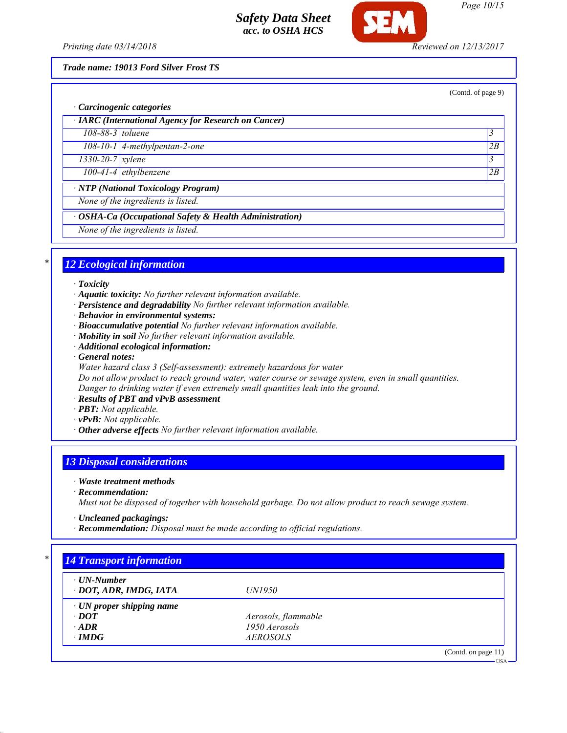Trade name: 19013 Ford Silver Frost TS

(Contd. of page 9)

· **Carcinogenic categories**

| · IARC (International Agency for Research on Cancer) | | |
|---|---|---|
| 108-88-3 | toluene | 3 |
| 108-10-1 | 4-methylpentan-2-one | 2B |
| 1330-20-7 | xylene | 3 |
| 100-41-4 | ethylbenzene | 2B |

· **NTP (National Toxicology Program)**

None of the ingredients is listed.

· **OSHA-Ca (Occupational Safety & Health Administration)**

None of the ingredients is listed.

## 12 Ecological information

· **Toxicity**
· **Aquatic toxicity:** No further relevant information available.
· **Persistence and degradability** No further relevant information available.
· **Behavior in environmental systems:**
· **Bioaccumulative potential** No further relevant information available.
· **Mobility in soil** No further relevant information available.
· **Additional ecological information:**
· **General notes:**
Water hazard class 3 (Self-assessment): extremely hazardous for water
Do not allow product to reach ground water, water course or sewage system, even in small quantities.
Danger to drinking water if even extremely small quantities leak into the ground.
· **Results of PBT and vPvB assessment**
· **PBT:** Not applicable.
· **vPvB:** Not applicable.
· **Other adverse effects** No further relevant information available.

## 13 Disposal considerations

· **Waste treatment methods**
· **Recommendation:**
Must not be disposed of together with household garbage. Do not allow product to reach sewage system.

· **Uncleaned packagings:**
· **Recommendation:** Disposal must be made according to official regulations.

## 14 Transport information

| | |
|---|---|
| · **UN-Number** | |
| · **DOT, ADR, IMDG, IATA** | UN1950 |
| · **UN proper shipping name** | |
| · **DOT** | Aerosols, flammable |
| · **ADR** | 1950 Aerosols |
| · **IMDG** | AEROSOLS |

(Contd. on page 11)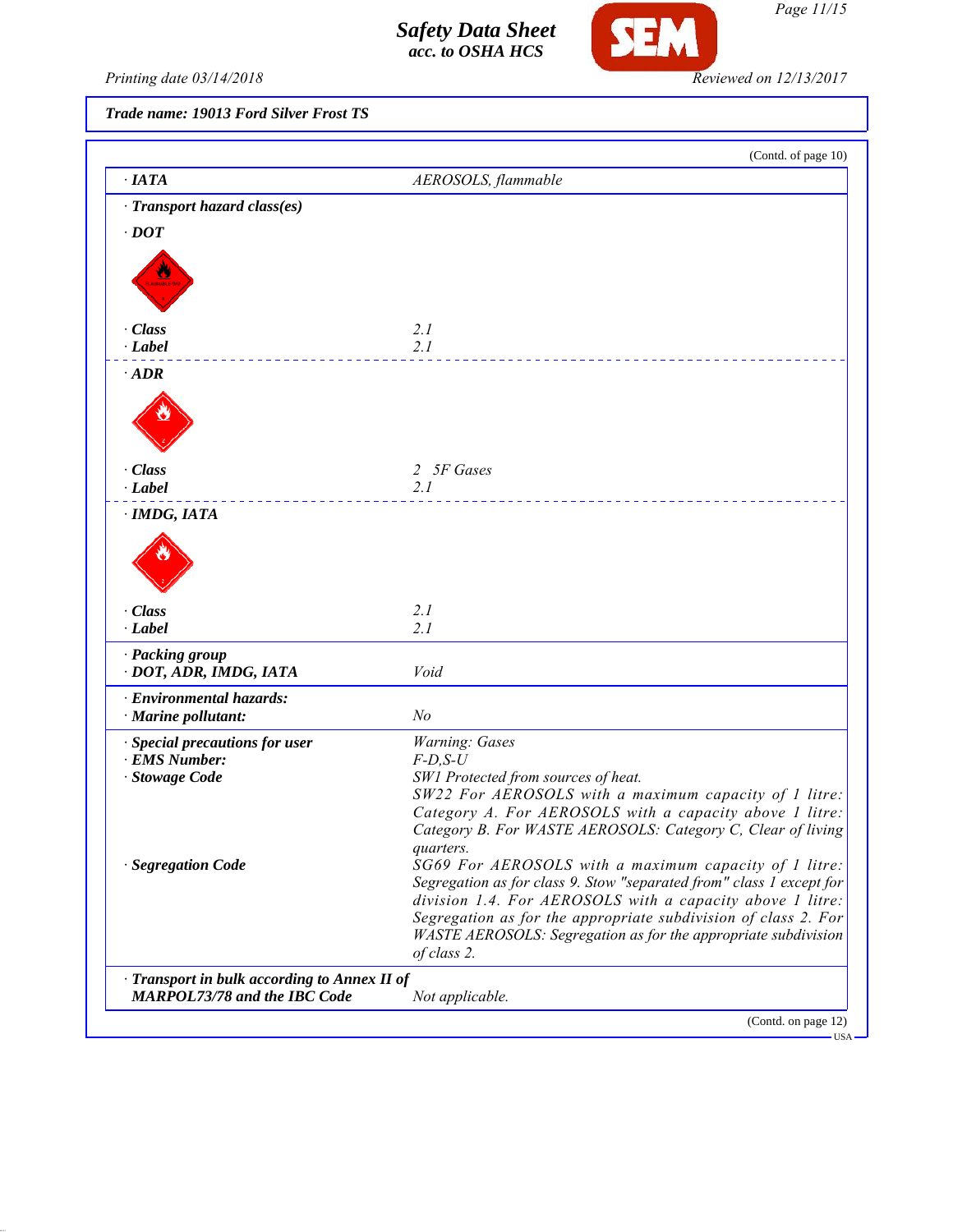**Trade name: 19013 Ford Silver Frost TS**

(Contd. of page 10)

| | |
|---|---|
| · **IATA** | *AEROSOLS, flammable* |
| · **Transport hazard class(es)** | |
| · **DOT** | |
| · **Class** | *2.1* |
| · **Label** | *2.1* |
| · **ADR** | |
| · **Class** | *2 5F Gases* |
| · **Label** | *2.1* |
| · **IMDG, IATA** | |
| · **Class** | *2.1* |
| · **Label** | *2.1* |
| · **Packing group** · **DOT, ADR, IMDG, IATA** | *Void* |
| · **Environmental hazards:** · **Marine pollutant:** | *No* |
| · **Special precautions for user** | *Warning: Gases* |
| · **EMS Number:** | *F-D,S-U* |
| · **Stowage Code** | *SW1 Protected from sources of heat. SW22 For AEROSOLS with a maximum capacity of 1 litre: Category A. For AEROSOLS with a capacity above 1 litre: Category B. For WASTE AEROSOLS: Category C, Clear of living quarters.* |
| · **Segregation Code** | *SG69 For AEROSOLS with a maximum capacity of 1 litre: Segregation as for class 9. Stow "separated from" class 1 except for division 1.4. For AEROSOLS with a capacity above 1 litre: Segregation as for the appropriate subdivision of class 2. For WASTE AEROSOLS: Segregation as for the appropriate subdivision of class 2.* |
| · **Transport in bulk according to Annex II of MARPOL73/78 and the IBC Code** | *Not applicable.* |

(Contd. on page 12)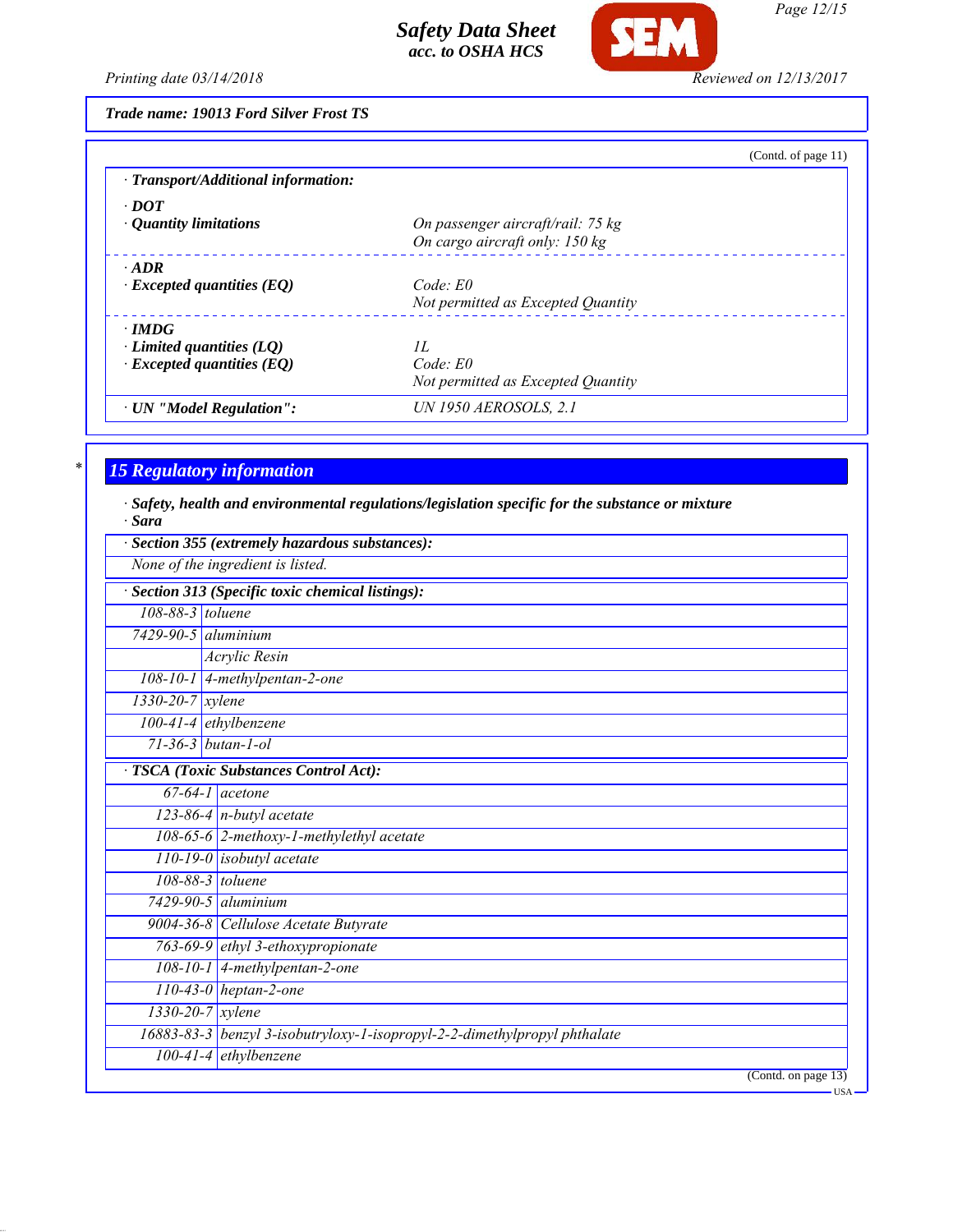Trade name: 19013 Ford Silver Frost TS

(Contd. of page 11)

· **Transport/Additional information:**

· **DOT**

| · **Quantity limitations** | On passenger aircraft/rail: 75 kg<br>On cargo aircraft only: 150 kg |
|---|---|

· **ADR**

| · **Excepted quantities (EQ)** | Code: E0<br>Not permitted as Excepted Quantity |
|---|---|

· **IMDG**

| · **Limited quantities (LQ)** | 1L |
|---|---|
| · **Excepted quantities (EQ)** | Code: E0<br>Not permitted as Excepted Quantity |

| · **UN "Model Regulation":** | UN 1950 AEROSOLS, 2.1 |
|---|---|

\*

## 15 Regulatory information

· **Safety, health and environmental regulations/legislation specific for the substance or mixture**

· **Sara**

· **Section 355 (extremely hazardous substances):**

None of the ingredient is listed.

· **Section 313 (Specific toxic chemical listings):**

| | |
|---|---|
| 108-88-3 | toluene |
| 7429-90-5 | aluminium |
| | Acrylic Resin |
| 108-10-1 | 4-methylpentan-2-one |
| 1330-20-7 | xylene |
| 100-41-4 | ethylbenzene |
| 71-36-3 | butan-1-ol |

· **TSCA (Toxic Substances Control Act):**

| | |
|---|---|
| 67-64-1 | acetone |
| 123-86-4 | n-butyl acetate |
| 108-65-6 | 2-methoxy-1-methylethyl acetate |
| 110-19-0 | isobutyl acetate |
| 108-88-3 | toluene |
| 7429-90-5 | aluminium |
| 9004-36-8 | Cellulose Acetate Butyrate |
| 763-69-9 | ethyl 3-ethoxypropionate |
| 108-10-1 | 4-methylpentan-2-one |
| 110-43-0 | heptan-2-one |
| 1330-20-7 | xylene |
| 16883-83-3 | benzyl 3-isobutryloxy-1-isopropyl-2-2-dimethylpropyl phthalate |
| 100-41-4 | ethylbenzene |

(Contd. on page 13)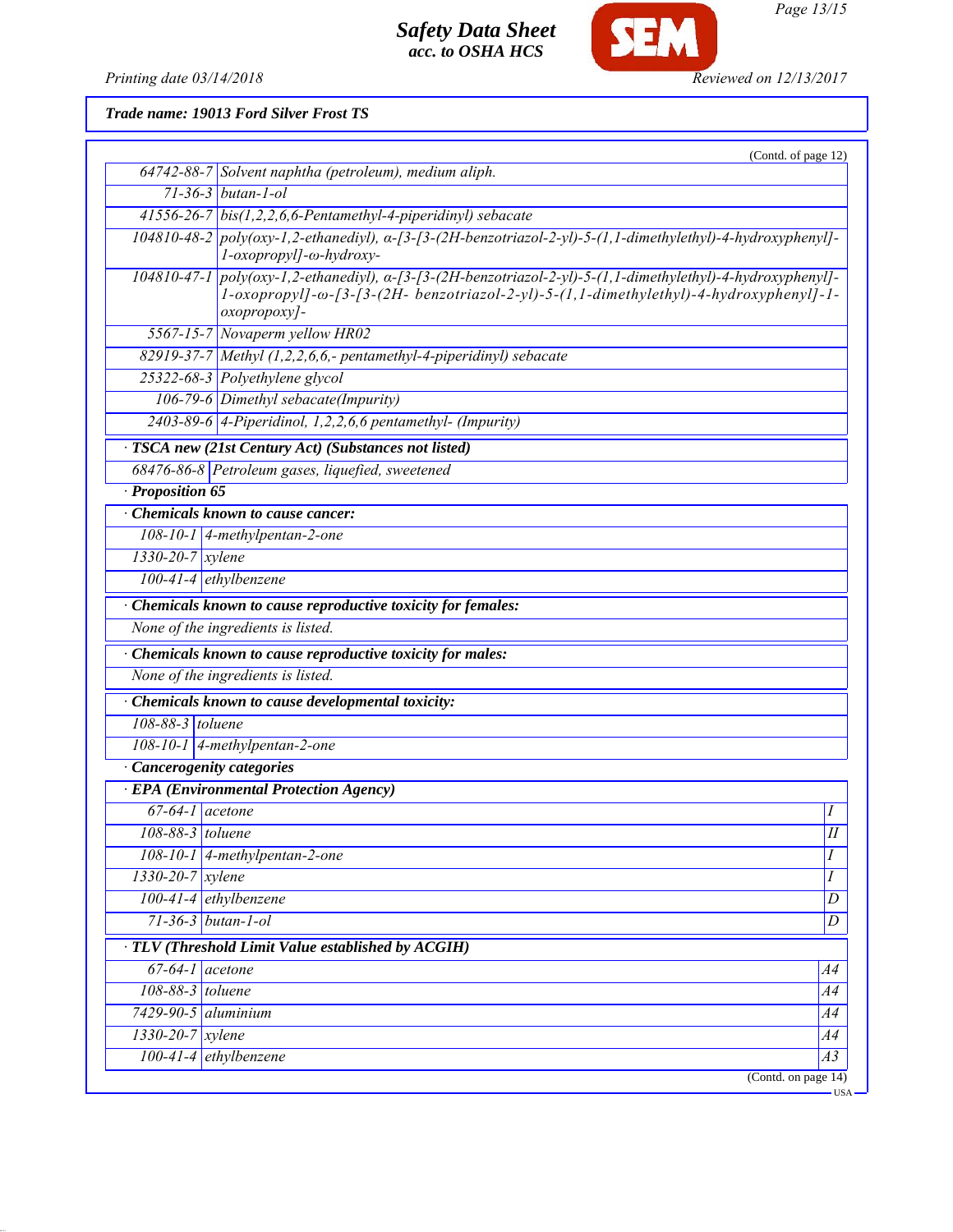Trade name: 19013 Ford Silver Frost TS

(Contd. of page 12)

| | |
|---|---|
| 64742-88-7 | Solvent naphtha (petroleum), medium aliph. |
| 71-36-3 | butan-1-ol |
| 41556-26-7 | bis(1,2,2,6,6-Pentamethyl-4-piperidinyl) sebacate |
| 104810-48-2 | poly(oxy-1,2-ethanediyl), α-[3-[3-(2H-benzotriazol-2-yl)-5-(1,1-dimethylethyl)-4-hydroxyphenyl]-1-oxopropyl]-ω-hydroxy- |
| 104810-47-1 | poly(oxy-1,2-ethanediyl), α-[3-[3-(2H-benzotriazol-2-yl)-5-(1,1-dimethylethyl)-4-hydroxyphenyl]-1-oxopropyl]-ω-[3-[3-(2H- benzotriazol-2-yl)-5-(1,1-dimethylethyl)-4-hydroxyphenyl]-1-oxopropoxy]- |
| 5567-15-7 | Novaperm yellow HR02 |
| 82919-37-7 | Methyl (1,2,2,6,6,- pentamethyl-4-piperidinyl) sebacate |
| 25322-68-3 | Polyethylene glycol |
| 106-79-6 | Dimethyl sebacate(Impurity) |
| 2403-89-6 | 4-Piperidinol, 1,2,2,6,6 pentamethyl- (Impurity) |

**· TSCA new (21st Century Act) (Substances not listed)**

| | |
|---|---|
| 68476-86-8 | Petroleum gases, liquefied, sweetened |

**· Proposition 65**

**· Chemicals known to cause cancer:**

| | |
|---|---|
| 108-10-1 | 4-methylpentan-2-one |
| 1330-20-7 | xylene |
| 100-41-4 | ethylbenzene |

**· Chemicals known to cause reproductive toxicity for females:**

None of the ingredients is listed.

**· Chemicals known to cause reproductive toxicity for males:**

None of the ingredients is listed.

**· Chemicals known to cause developmental toxicity:**

| | |
|---|---|
| 108-88-3 | toluene |
| 108-10-1 | 4-methylpentan-2-one |

**· Cancerogenity categories**

**· EPA (Environmental Protection Agency)**

| | | |
|---|---|---|
| 67-64-1 | acetone | I |
| 108-88-3 | toluene | II |
| 108-10-1 | 4-methylpentan-2-one | I |
| 1330-20-7 | xylene | I |
| 100-41-4 | ethylbenzene | D |
| 71-36-3 | butan-1-ol | D |

**· TLV (Threshold Limit Value established by ACGIH)**

| | | |
|---|---|---|
| 67-64-1 | acetone | A4 |
| 108-88-3 | toluene | A4 |
| 7429-90-5 | aluminium | A4 |
| 1330-20-7 | xylene | A4 |
| 100-41-4 | ethylbenzene | A3 |

(Contd. on page 14)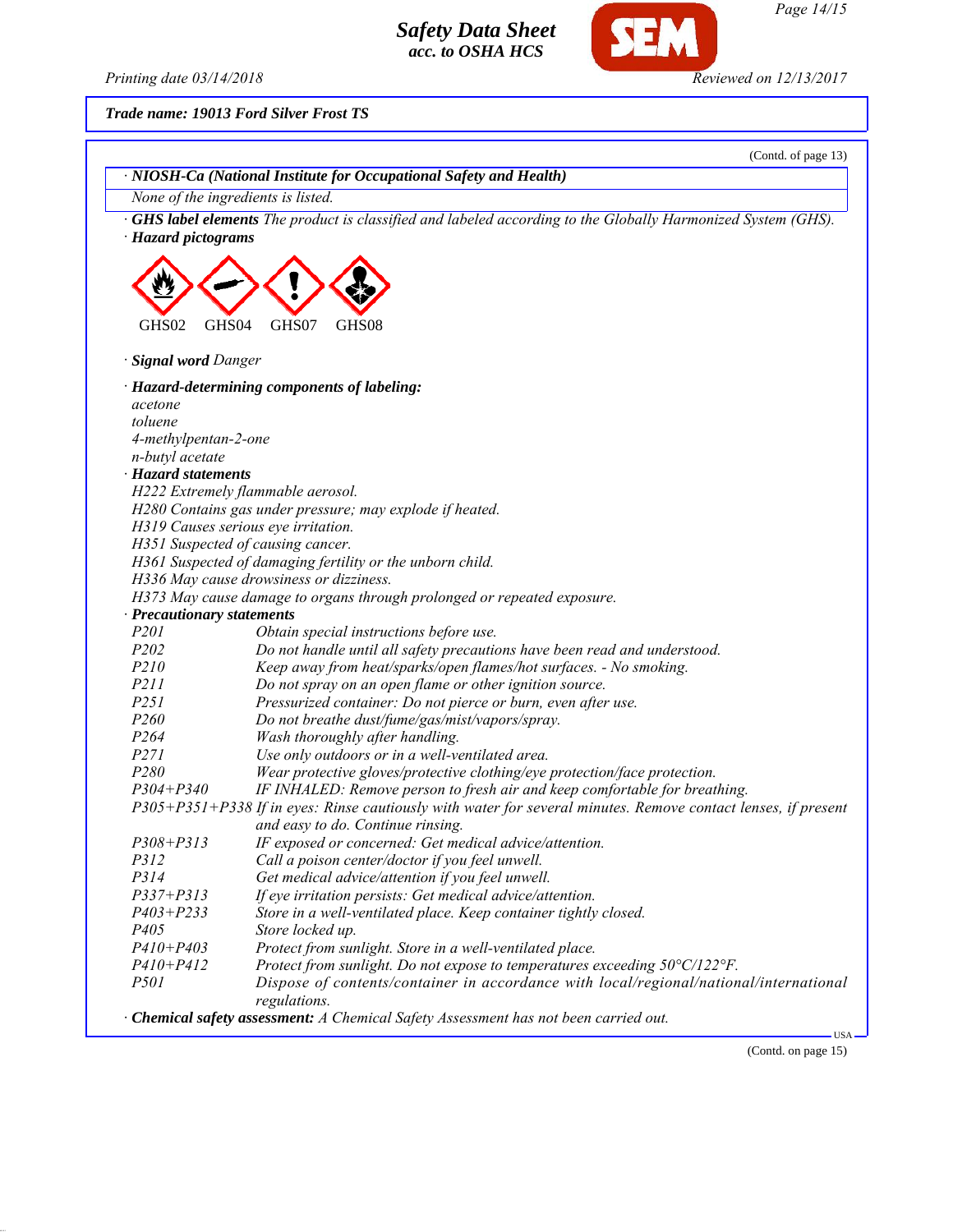**Trade name: 19013 Ford Silver Frost TS**

(Contd. of page 13)

· **NIOSH-Ca (National Institute for Occupational Safety and Health)**

*None of the ingredients is listed.*

· **GHS label elements** *The product is classified and labeled according to the Globally Harmonized System (GHS).*

· **Hazard pictograms**

GHS02 GHS04 GHS07 GHS08

· **Signal word** *Danger*

· **Hazard-determining components of labeling:**

*acetone*
*toluene*
*4-methylpentan-2-one*
*n-butyl acetate*

· **Hazard statements**

*H222 Extremely flammable aerosol.*
*H280 Contains gas under pressure; may explode if heated.*
*H319 Causes serious eye irritation.*
*H351 Suspected of causing cancer.*
*H361 Suspected of damaging fertility or the unborn child.*
*H336 May cause drowsiness or dizziness.*
*H373 May cause damage to organs through prolonged or repeated exposure.*

· **Precautionary statements**

| | |
|---|---|
| *P201* | *Obtain special instructions before use.* |
| *P202* | *Do not handle until all safety precautions have been read and understood.* |
| *P210* | *Keep away from heat/sparks/open flames/hot surfaces. - No smoking.* |
| *P211* | *Do not spray on an open flame or other ignition source.* |
| *P251* | *Pressurized container: Do not pierce or burn, even after use.* |
| *P260* | *Do not breathe dust/fume/gas/mist/vapors/spray.* |
| *P264* | *Wash thoroughly after handling.* |
| *P271* | *Use only outdoors or in a well-ventilated area.* |
| *P280* | *Wear protective gloves/protective clothing/eye protection/face protection.* |
| *P304+P340* | *IF INHALED: Remove person to fresh air and keep comfortable for breathing.* |
| *P305+P351+P338* | *If in eyes: Rinse cautiously with water for several minutes. Remove contact lenses, if present and easy to do. Continue rinsing.* |
| *P308+P313* | *IF exposed or concerned: Get medical advice/attention.* |
| *P312* | *Call a poison center/doctor if you feel unwell.* |
| *P314* | *Get medical advice/attention if you feel unwell.* |
| *P337+P313* | *If eye irritation persists: Get medical advice/attention.* |
| *P403+P233* | *Store in a well-ventilated place. Keep container tightly closed.* |
| *P405* | *Store locked up.* |
| *P410+P403* | *Protect from sunlight. Store in a well-ventilated place.* |
| *P410+P412* | *Protect from sunlight. Do not expose to temperatures exceeding 50°C/122°F.* |
| *P501* | *Dispose of contents/container in accordance with local/regional/national/international regulations.* |

· **Chemical safety assessment:** *A Chemical Safety Assessment has not been carried out.*

(Contd. on page 15)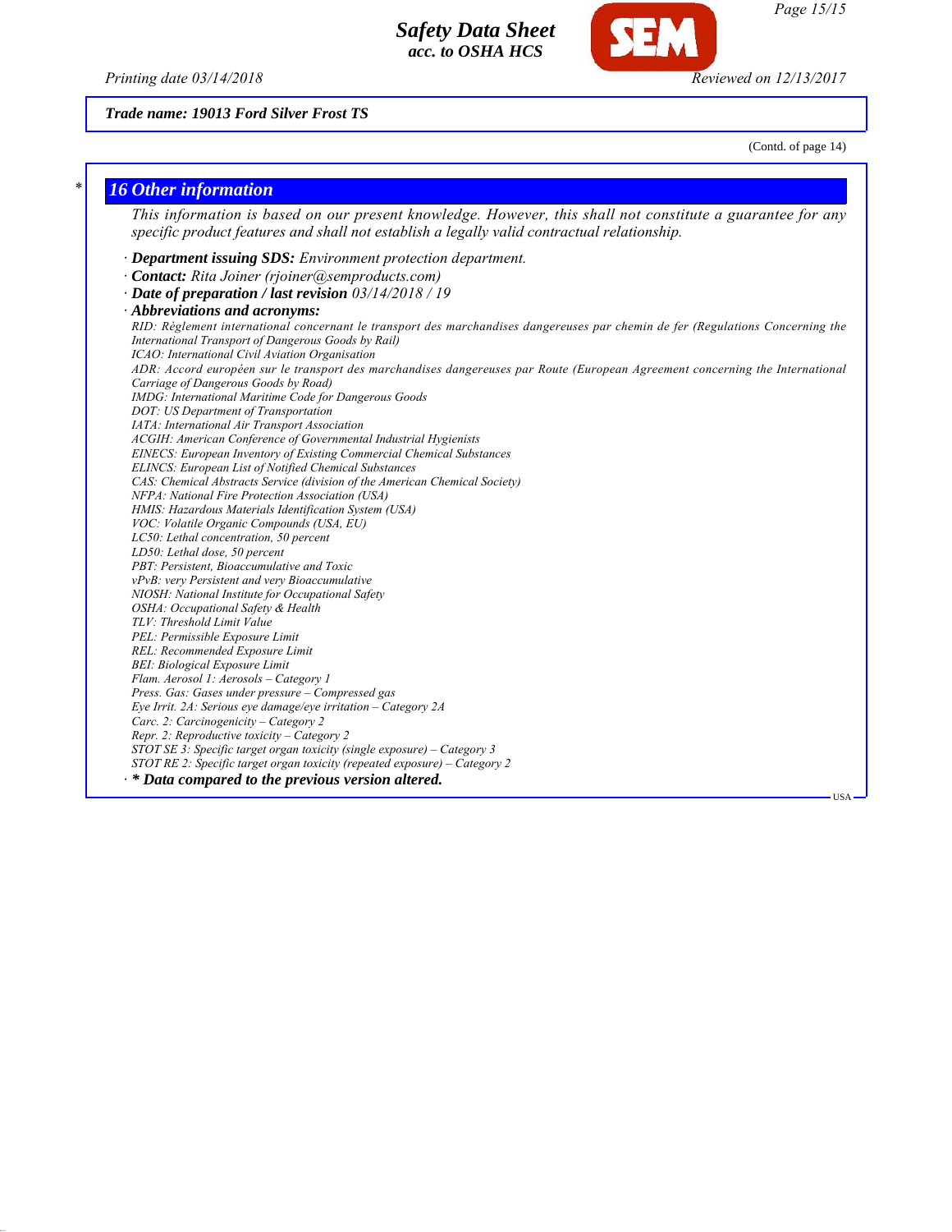Trade name: 19013 Ford Silver Frost TS

(Contd. of page 14)

## 16 Other information

*This information is based on our present knowledge. However, this shall not constitute a guarantee for any specific product features and shall not establish a legally valid contractual relationship.*

· **Department issuing SDS:** Environment protection department.
· **Contact:** Rita Joiner (rjoiner@semproducts.com)
· **Date of preparation / last revision** 03/14/2018 / 19
· **Abbreviations and acronyms:**

RID: Règlement international concernant le transport des marchandises dangereuses par chemin de fer (Regulations Concerning the International Transport of Dangerous Goods by Rail)
ICAO: International Civil Aviation Organisation
ADR: Accord européen sur le transport des marchandises dangereuses par Route (European Agreement concerning the International Carriage of Dangerous Goods by Road)
IMDG: International Maritime Code for Dangerous Goods
DOT: US Department of Transportation
IATA: International Air Transport Association
ACGIH: American Conference of Governmental Industrial Hygienists
EINECS: European Inventory of Existing Commercial Chemical Substances
ELINCS: European List of Notified Chemical Substances
CAS: Chemical Abstracts Service (division of the American Chemical Society)
NFPA: National Fire Protection Association (USA)
HMIS: Hazardous Materials Identification System (USA)
VOC: Volatile Organic Compounds (USA, EU)
LC50: Lethal concentration, 50 percent
LD50: Lethal dose, 50 percent
PBT: Persistent, Bioaccumulative and Toxic
vPvB: very Persistent and very Bioaccumulative
NIOSH: National Institute for Occupational Safety
OSHA: Occupational Safety & Health
TLV: Threshold Limit Value
PEL: Permissible Exposure Limit
REL: Recommended Exposure Limit
BEI: Biological Exposure Limit
Flam. Aerosol 1: Aerosols – Category 1
Press. Gas: Gases under pressure – Compressed gas
Eye Irrit. 2A: Serious eye damage/eye irritation – Category 2A
Carc. 2: Carcinogenicity – Category 2
Repr. 2: Reproductive toxicity – Category 2
STOT SE 3: Specific target organ toxicity (single exposure) – Category 3
STOT RE 2: Specific target organ toxicity (repeated exposure) – Category 2

· *** Data compared to the previous version altered.**

USA